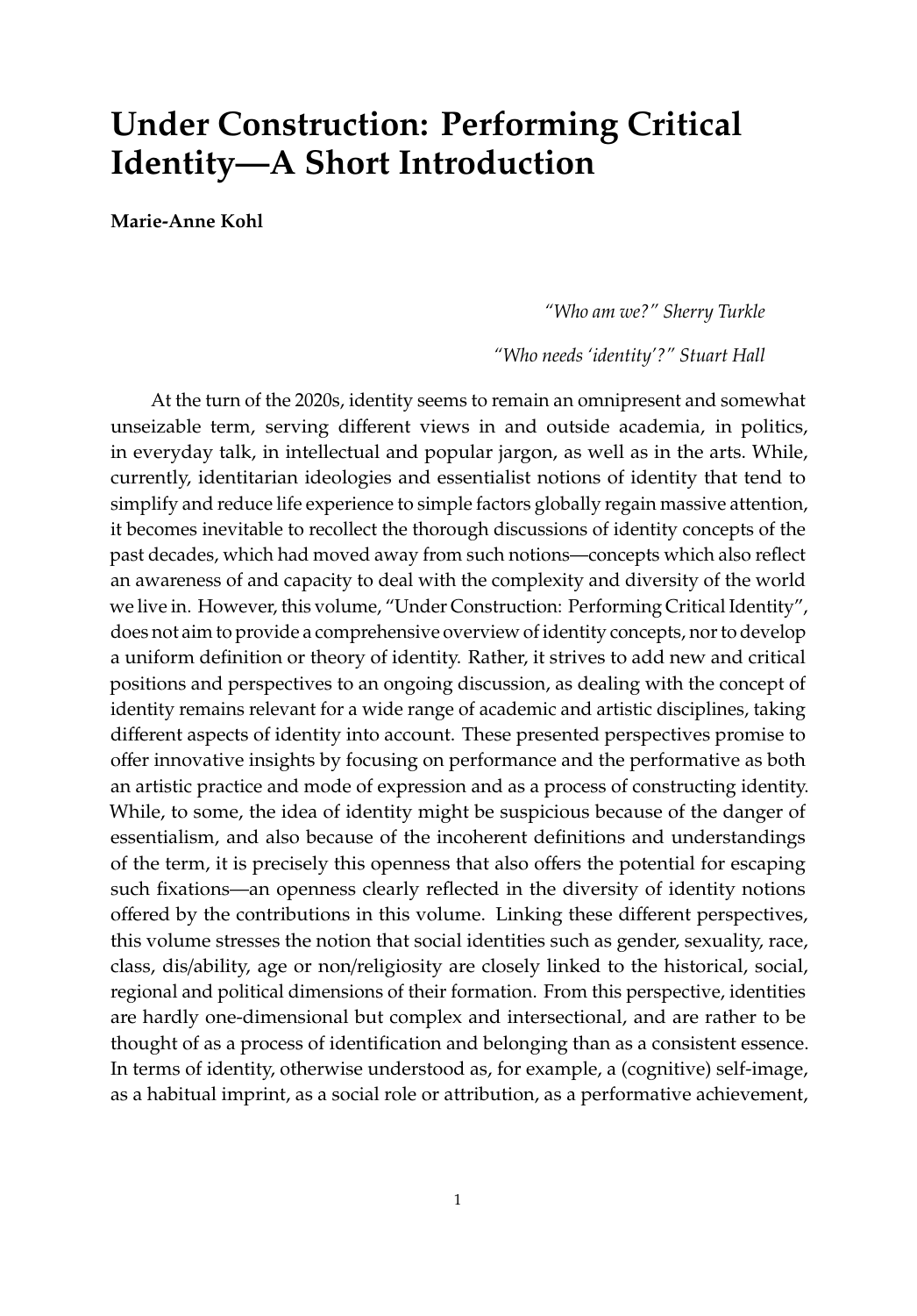# Under Construction: Performing Critical Identity—A Short Introduction

**Marie-Anne Kohl**

*"Who am we?" Sherry Turkle*

*"Who needs 'identity'?" Stuart Hall*

At the turn of the 2020s, identity seems to remain an omnipresent and somewhat unseizable term, serving different views in and outside academia, in politics, in everyday talk, in intellectual and popular jargon, as well as in the arts. While, currently, identitarian ideologies and essentialist notions of identity that tend to simplify and reduce life experience to simple factors globally regain massive attention, it becomes inevitable to recollect the thorough discussions of identity concepts of the past decades, which had moved away from such notions—concepts which also reflect an awareness of and capacity to deal with the complexity and diversity of the world we live in. However, this volume, "Under Construction: Performing Critical Identity", does not aim to provide a comprehensive overview of identity concepts, nor to develop a uniform definition or theory of identity. Rather, it strives to add new and critical positions and perspectives to an ongoing discussion, as dealing with the concept of identity remains relevant for a wide range of academic and artistic disciplines, taking different aspects of identity into account. These presented perspectives promise to offer innovative insights by focusing on performance and the performative as both an artistic practice and mode of expression and as a process of constructing identity. While, to some, the idea of identity might be suspicious because of the danger of essentialism, and also because of the incoherent definitions and understandings of the term, it is precisely this openness that also offers the potential for escaping such fixations—an openness clearly reflected in the diversity of identity notions offered by the contributions in this volume. Linking these different perspectives, this volume stresses the notion that social identities such as gender, sexuality, race, class, dis/ability, age or non/religiosity are closely linked to the historical, social, regional and political dimensions of their formation. From this perspective, identities are hardly one-dimensional but complex and intersectional, and are rather to be thought of as a process of identification and belonging than as a consistent essence. In terms of identity, otherwise understood as, for example, a (cognitive) self-image, as a habitual imprint, as a social role or attribution, as a performative achievement,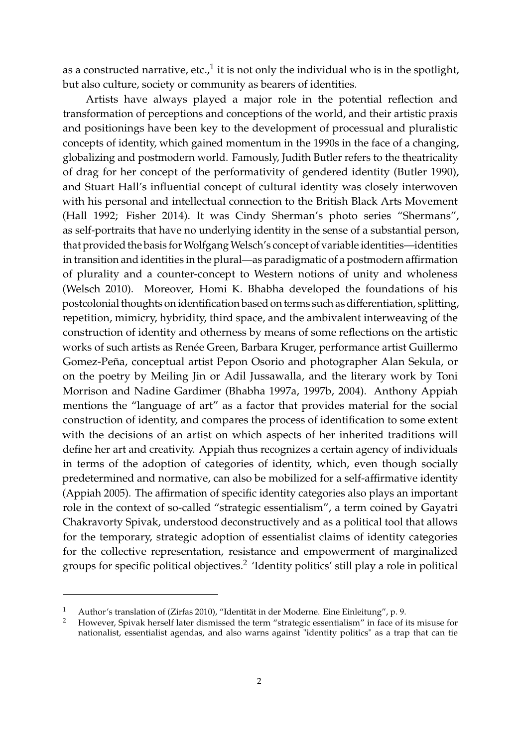as a constructed narrative, etc.,[1] it is not only the individual who is in the spotlight, but also culture, society or community as bearers of identities.

Artists have always played a major role in the potential reflection and transformation of perceptions and conceptions of the world, and their artistic praxis and positionings have been key to the development of processual and pluralistic concepts of identity, which gained momentum in the 1990s in the face of a changing, globalizing and postmodern world. Famously, Judith Butler refers to the theatricality of drag for her concept of the performativity of gendered identity (Butler 1990), and Stuart Hall's influential concept of cultural identity was closely interwoven with his personal and intellectual connection to the British Black Arts Movement (Hall 1992; Fisher 2014). It was Cindy Sherman's photo series "Shermans", as self-portraits that have no underlying identity in the sense of a substantial person, that provided the basis for Wolfgang Welsch's concept of variable identities—identities in transition and identities in the plural—as paradigmatic of a postmodern affirmation of plurality and a counter-concept to Western notions of unity and wholeness (Welsch 2010). Moreover, Homi K. Bhabha developed the foundations of his postcolonial thoughts on identification based on terms such as differentiation, splitting, repetition, mimicry, hybridity, third space, and the ambivalent interweaving of the construction of identity and otherness by means of some reflections on the artistic works of such artists as Renée Green, Barbara Kruger, performance artist Guillermo Gomez-Peña, conceptual artist Pepon Osorio and photographer Alan Sekula, or on the poetry by Meiling Jin or Adil Jussawalla, and the literary work by Toni Morrison and Nadine Gardimer (Bhabha 1997a, 1997b, 2004). Anthony Appiah mentions the "language of art" as a factor that provides material for the social construction of identity, and compares the process of identification to some extent with the decisions of an artist on which aspects of her inherited traditions will define her art and creativity. Appiah thus recognizes a certain agency of individuals in terms of the adoption of categories of identity, which, even though socially predetermined and normative, can also be mobilized for a self-affirmative identity (Appiah 2005). The affirmation of specific identity categories also plays an important role in the context of so-called "strategic essentialism", a term coined by Gayatri Chakravorty Spivak, understood deconstructively and as a political tool that allows for the temporary, strategic adoption of essentialist claims of identity categories for the collective representation, resistance and empowerment of marginalized groups for specific political objectives.[2] 'Identity politics' still play a role in political

---

[1] Author's translation of (Zirfas 2010), "Identität in der Moderne. Eine Einleitung", p. 9.

[2] However, Spivak herself later dismissed the term "strategic essentialism" in face of its misuse for nationalist, essentialist agendas, and also warns against "identity politics" as a trap that can tie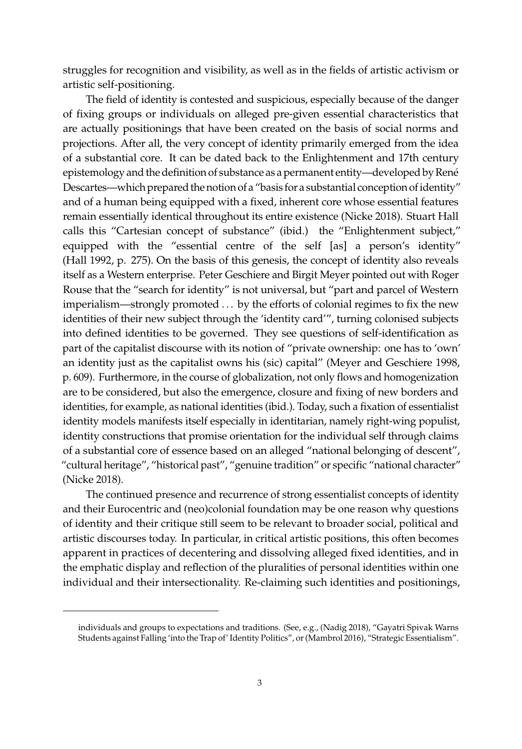struggles for recognition and visibility, as well as in the fields of artistic activism or artistic self-positioning.

The field of identity is contested and suspicious, especially because of the danger of fixing groups or individuals on alleged pre-given essential characteristics that are actually positionings that have been created on the basis of social norms and projections. After all, the very concept of identity primarily emerged from the idea of a substantial core. It can be dated back to the Enlightenment and 17th century epistemology and the definition of substance as a permanent entity—developed by René Descartes—which prepared the notion of a "basis for a substantial conception of identity" and of a human being equipped with a fixed, inherent core whose essential features remain essentially identical throughout its entire existence (Nicke 2018). Stuart Hall calls this "Cartesian concept of substance" (ibid.) the "Enlightenment subject," equipped with the "essential centre of the self [as] a person's identity" (Hall 1992, p. 275). On the basis of this genesis, the concept of identity also reveals itself as a Western enterprise. Peter Geschiere and Birgit Meyer pointed out with Roger Rouse that the "search for identity" is not universal, but "part and parcel of Western imperialism—strongly promoted . . . by the efforts of colonial regimes to fix the new identities of their new subject through the 'identity card'", turning colonised subjects into defined identities to be governed. They see questions of self-identification as part of the capitalist discourse with its notion of "private ownership: one has to 'own' an identity just as the capitalist owns his (sic) capital" (Meyer and Geschiere 1998, p. 609). Furthermore, in the course of globalization, not only flows and homogenization are to be considered, but also the emergence, closure and fixing of new borders and identities, for example, as national identities (ibid.). Today, such a fixation of essentialist identity models manifests itself especially in identitarian, namely right-wing populist, identity constructions that promise orientation for the individual self through claims of a substantial core of essence based on an alleged "national belonging of descent", "cultural heritage", "historical past", "genuine tradition" or specific "national character" (Nicke 2018).

The continued presence and recurrence of strong essentialist concepts of identity and their Eurocentric and (neo)colonial foundation may be one reason why questions of identity and their critique still seem to be relevant to broader social, political and artistic discourses today. In particular, in critical artistic positions, this often becomes apparent in practices of decentering and dissolving alleged fixed identities, and in the emphatic display and reflection of the pluralities of personal identities within one individual and their intersectionality. Re-claiming such identities and positionings,

---

individuals and groups to expectations and traditions. (See, e.g., (Nadig 2018), "Gayatri Spivak Warns Students against Falling 'into the Trap of' Identity Politics", or (Mambrol 2016), "Strategic Essentialism".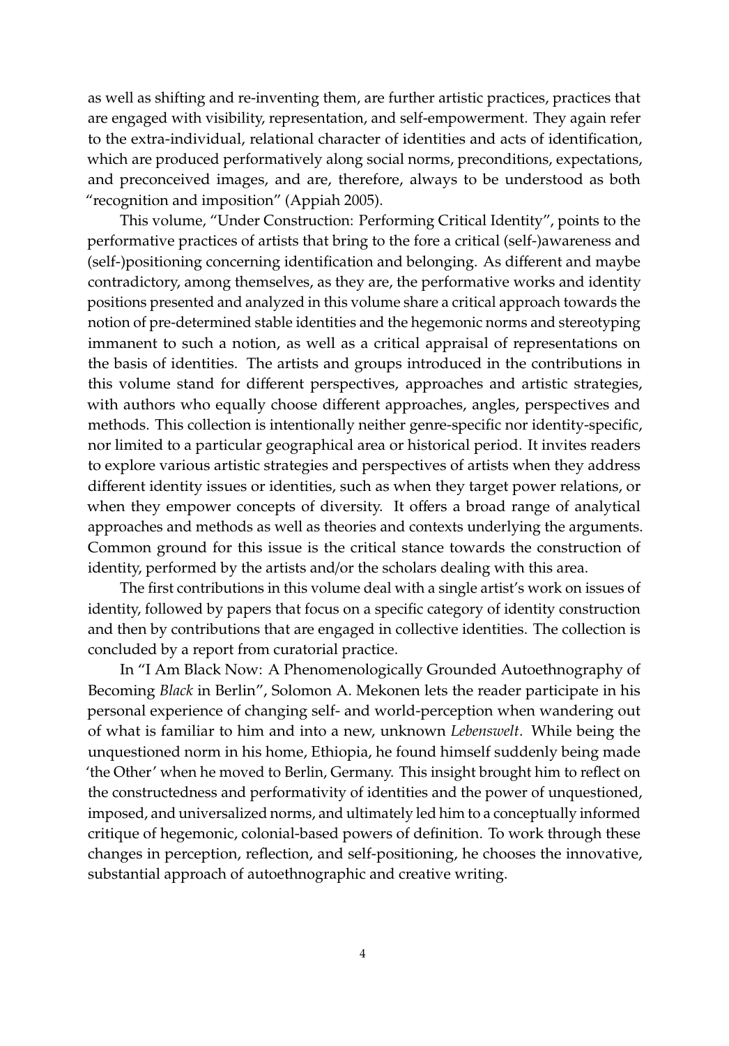as well as shifting and re-inventing them, are further artistic practices, practices that are engaged with visibility, representation, and self-empowerment. They again refer to the extra-individual, relational character of identities and acts of identification, which are produced performatively along social norms, preconditions, expectations, and preconceived images, and are, therefore, always to be understood as both "recognition and imposition" (Appiah 2005).

This volume, "Under Construction: Performing Critical Identity", points to the performative practices of artists that bring to the fore a critical (self-)awareness and (self-)positioning concerning identification and belonging. As different and maybe contradictory, among themselves, as they are, the performative works and identity positions presented and analyzed in this volume share a critical approach towards the notion of pre-determined stable identities and the hegemonic norms and stereotyping immanent to such a notion, as well as a critical appraisal of representations on the basis of identities. The artists and groups introduced in the contributions in this volume stand for different perspectives, approaches and artistic strategies, with authors who equally choose different approaches, angles, perspectives and methods. This collection is intentionally neither genre-specific nor identity-specific, nor limited to a particular geographical area or historical period. It invites readers to explore various artistic strategies and perspectives of artists when they address different identity issues or identities, such as when they target power relations, or when they empower concepts of diversity. It offers a broad range of analytical approaches and methods as well as theories and contexts underlying the arguments. Common ground for this issue is the critical stance towards the construction of identity, performed by the artists and/or the scholars dealing with this area.

The first contributions in this volume deal with a single artist's work on issues of identity, followed by papers that focus on a specific category of identity construction and then by contributions that are engaged in collective identities. The collection is concluded by a report from curatorial practice.

In "I Am Black Now: A Phenomenologically Grounded Autoethnography of Becoming *Black* in Berlin", Solomon A. Mekonen lets the reader participate in his personal experience of changing self- and world-perception when wandering out of what is familiar to him and into a new, unknown *Lebenswelt*. While being the unquestioned norm in his home, Ethiopia, he found himself suddenly being made 'the Other' when he moved to Berlin, Germany. This insight brought him to reflect on the constructedness and performativity of identities and the power of unquestioned, imposed, and universalized norms, and ultimately led him to a conceptually informed critique of hegemonic, colonial-based powers of definition. To work through these changes in perception, reflection, and self-positioning, he chooses the innovative, substantial approach of autoethnographic and creative writing.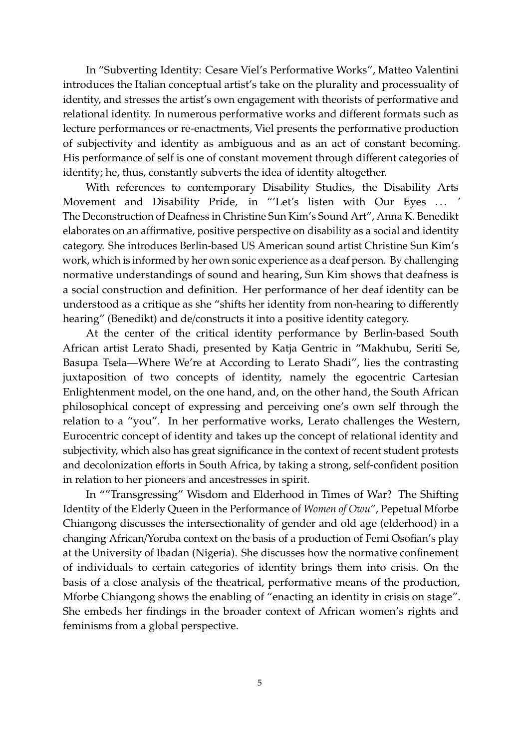In "Subverting Identity: Cesare Viel's Performative Works", Matteo Valentini introduces the Italian conceptual artist's take on the plurality and processuality of identity, and stresses the artist's own engagement with theorists of performative and relational identity. In numerous performative works and different formats such as lecture performances or re-enactments, Viel presents the performative production of subjectivity and identity as ambiguous and as an act of constant becoming. His performance of self is one of constant movement through different categories of identity; he, thus, constantly subverts the idea of identity altogether.

With references to contemporary Disability Studies, the Disability Arts Movement and Disability Pride, in "'Let's listen with Our Eyes . . . ' The Deconstruction of Deafness in Christine Sun Kim's Sound Art", Anna K. Benedikt elaborates on an affirmative, positive perspective on disability as a social and identity category. She introduces Berlin-based US American sound artist Christine Sun Kim's work, which is informed by her own sonic experience as a deaf person. By challenging normative understandings of sound and hearing, Sun Kim shows that deafness is a social construction and definition. Her performance of her deaf identity can be understood as a critique as she "shifts her identity from non-hearing to differently hearing" (Benedikt) and de/constructs it into a positive identity category.

At the center of the critical identity performance by Berlin-based South African artist Lerato Shadi, presented by Katja Gentric in "Makhubu, Seriti Se, Basupa Tsela—Where We're at According to Lerato Shadi", lies the contrasting juxtaposition of two concepts of identity, namely the egocentric Cartesian Enlightenment model, on the one hand, and, on the other hand, the South African philosophical concept of expressing and perceiving one's own self through the relation to a "you". In her performative works, Lerato challenges the Western, Eurocentric concept of identity and takes up the concept of relational identity and subjectivity, which also has great significance in the context of recent student protests and decolonization efforts in South Africa, by taking a strong, self-confident position in relation to her pioneers and ancestresses in spirit.

In ""Transgressing" Wisdom and Elderhood in Times of War? The Shifting Identity of the Elderly Queen in the Performance of *Women of Owu*", Pepetual Mforbe Chiangong discusses the intersectionality of gender and old age (elderhood) in a changing African/Yoruba context on the basis of a production of Femi Osofian's play at the University of Ibadan (Nigeria). She discusses how the normative confinement of individuals to certain categories of identity brings them into crisis. On the basis of a close analysis of the theatrical, performative means of the production, Mforbe Chiangong shows the enabling of "enacting an identity in crisis on stage". She embeds her findings in the broader context of African women's rights and feminisms from a global perspective.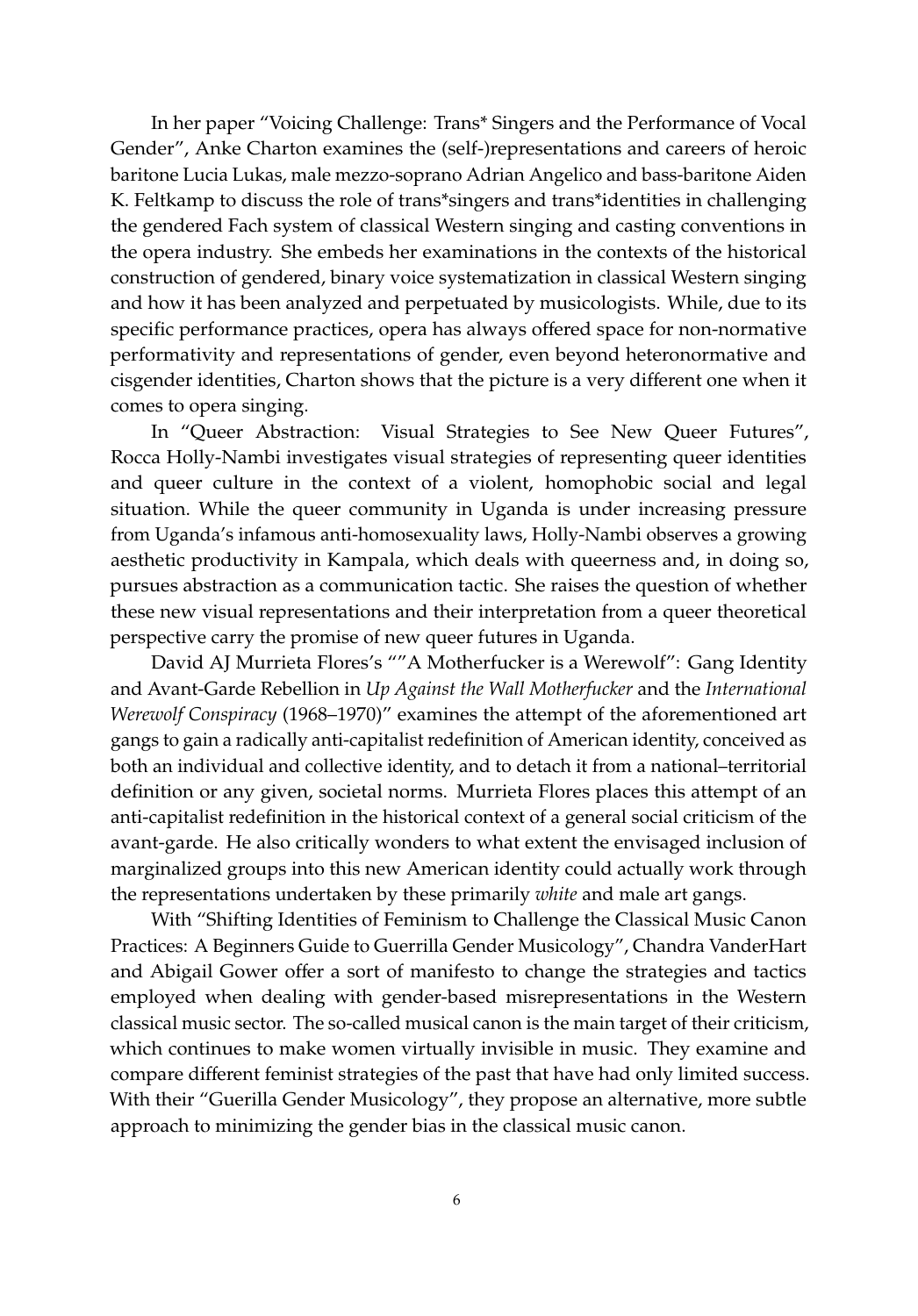In her paper "Voicing Challenge: Trans* Singers and the Performance of Vocal Gender", Anke Charton examines the (self-)representations and careers of heroic baritone Lucia Lukas, male mezzo-soprano Adrian Angelico and bass-baritone Aiden K. Feltkamp to discuss the role of trans*singers and trans*identities in challenging the gendered Fach system of classical Western singing and casting conventions in the opera industry. She embeds her examinations in the contexts of the historical construction of gendered, binary voice systematization in classical Western singing and how it has been analyzed and perpetuated by musicologists. While, due to its specific performance practices, opera has always offered space for non-normative performativity and representations of gender, even beyond heteronormative and cisgender identities, Charton shows that the picture is a very different one when it comes to opera singing.

In "Queer Abstraction: Visual Strategies to See New Queer Futures", Rocca Holly-Nambi investigates visual strategies of representing queer identities and queer culture in the context of a violent, homophobic social and legal situation. While the queer community in Uganda is under increasing pressure from Uganda's infamous anti-homosexuality laws, Holly-Nambi observes a growing aesthetic productivity in Kampala, which deals with queerness and, in doing so, pursues abstraction as a communication tactic. She raises the question of whether these new visual representations and their interpretation from a queer theoretical perspective carry the promise of new queer futures in Uganda.

David AJ Murrieta Flores's ""A Motherfucker is a Werewolf": Gang Identity and Avant-Garde Rebellion in *Up Against the Wall Motherfucker* and the *International Werewolf Conspiracy* (1968–1970)" examines the attempt of the aforementioned art gangs to gain a radically anti-capitalist redefinition of American identity, conceived as both an individual and collective identity, and to detach it from a national–territorial definition or any given, societal norms. Murrieta Flores places this attempt of an anti-capitalist redefinition in the historical context of a general social criticism of the avant-garde. He also critically wonders to what extent the envisaged inclusion of marginalized groups into this new American identity could actually work through the representations undertaken by these primarily *white* and male art gangs.

With "Shifting Identities of Feminism to Challenge the Classical Music Canon Practices: A Beginners Guide to Guerrilla Gender Musicology", Chandra VanderHart and Abigail Gower offer a sort of manifesto to change the strategies and tactics employed when dealing with gender-based misrepresentations in the Western classical music sector. The so-called musical canon is the main target of their criticism, which continues to make women virtually invisible in music. They examine and compare different feminist strategies of the past that have had only limited success. With their "Guerilla Gender Musicology", they propose an alternative, more subtle approach to minimizing the gender bias in the classical music canon.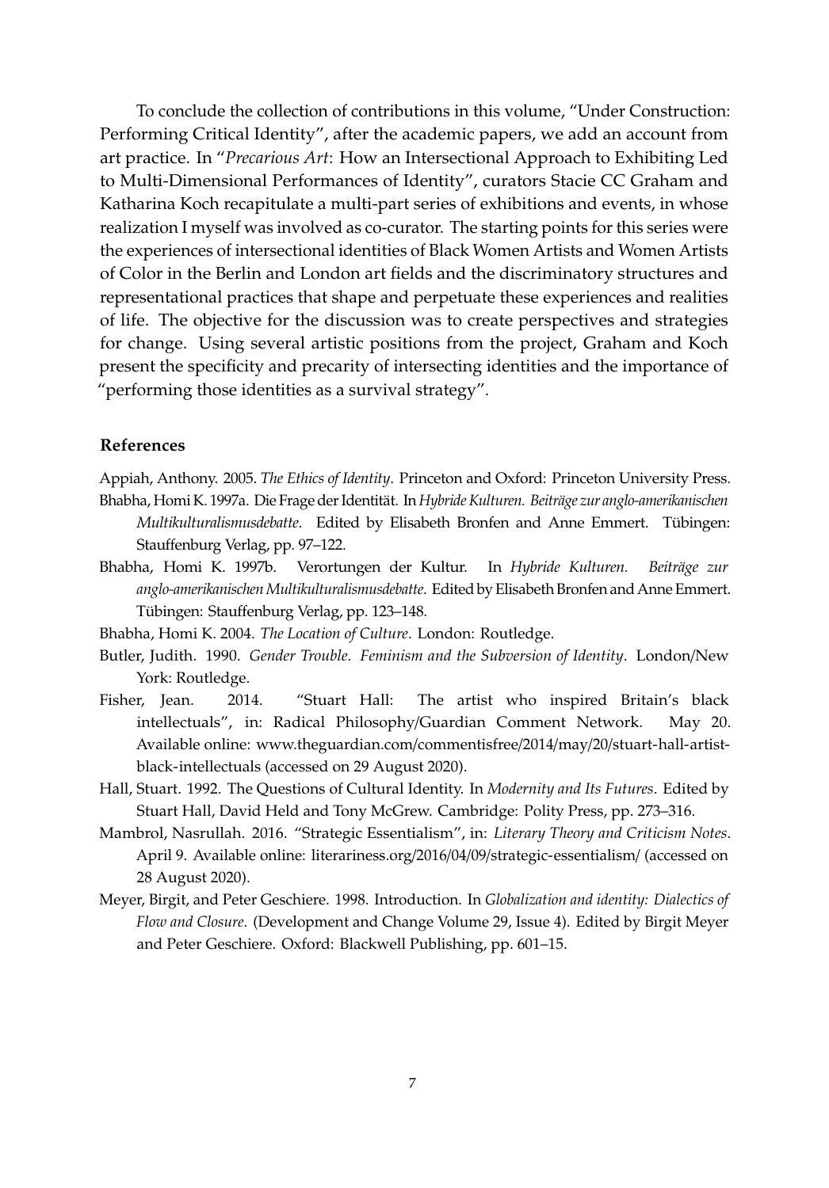To conclude the collection of contributions in this volume, "Under Construction: Performing Critical Identity", after the academic papers, we add an account from art practice. In "*Precarious Art*: How an Intersectional Approach to Exhibiting Led to Multi-Dimensional Performances of Identity", curators Stacie CC Graham and Katharina Koch recapitulate a multi-part series of exhibitions and events, in whose realization I myself was involved as co-curator. The starting points for this series were the experiences of intersectional identities of Black Women Artists and Women Artists of Color in the Berlin and London art fields and the discriminatory structures and representational practices that shape and perpetuate these experiences and realities of life. The objective for the discussion was to create perspectives and strategies for change. Using several artistic positions from the project, Graham and Koch present the specificity and precarity of intersecting identities and the importance of "performing those identities as a survival strategy".

## References

Appiah, Anthony. 2005. *The Ethics of Identity*. Princeton and Oxford: Princeton University Press.

Bhabha, Homi K. 1997a. Die Frage der Identität. In *Hybride Kulturen. Beiträge zur anglo-amerikanischen Multikulturalismusdebatte*. Edited by Elisabeth Bronfen and Anne Emmert. Tübingen: Stauffenburg Verlag, pp. 97–122.

Bhabha, Homi K. 1997b. Verortungen der Kultur. In *Hybride Kulturen. Beiträge zur anglo-amerikanischen Multikulturalismusdebatte*. Edited by Elisabeth Bronfen and Anne Emmert. Tübingen: Stauffenburg Verlag, pp. 123–148.

Bhabha, Homi K. 2004. *The Location of Culture*. London: Routledge.

Butler, Judith. 1990. *Gender Trouble. Feminism and the Subversion of Identity*. London/New York: Routledge.

Fisher, Jean. 2014. "Stuart Hall: The artist who inspired Britain's black intellectuals", in: Radical Philosophy/Guardian Comment Network. May 20. Available online: www.theguardian.com/commentisfree/2014/may/20/stuart-hall-artist-black-intellectuals (accessed on 29 August 2020).

Hall, Stuart. 1992. The Questions of Cultural Identity. In *Modernity and Its Futures*. Edited by Stuart Hall, David Held and Tony McGrew. Cambridge: Polity Press, pp. 273–316.

Mambrol, Nasrullah. 2016. "Strategic Essentialism", in: *Literary Theory and Criticism Notes*. April 9. Available online: literariness.org/2016/04/09/strategic-essentialism/ (accessed on 28 August 2020).

Meyer, Birgit, and Peter Geschiere. 1998. Introduction. In *Globalization and identity: Dialectics of Flow and Closure*. (Development and Change Volume 29, Issue 4). Edited by Birgit Meyer and Peter Geschiere. Oxford: Blackwell Publishing, pp. 601–15.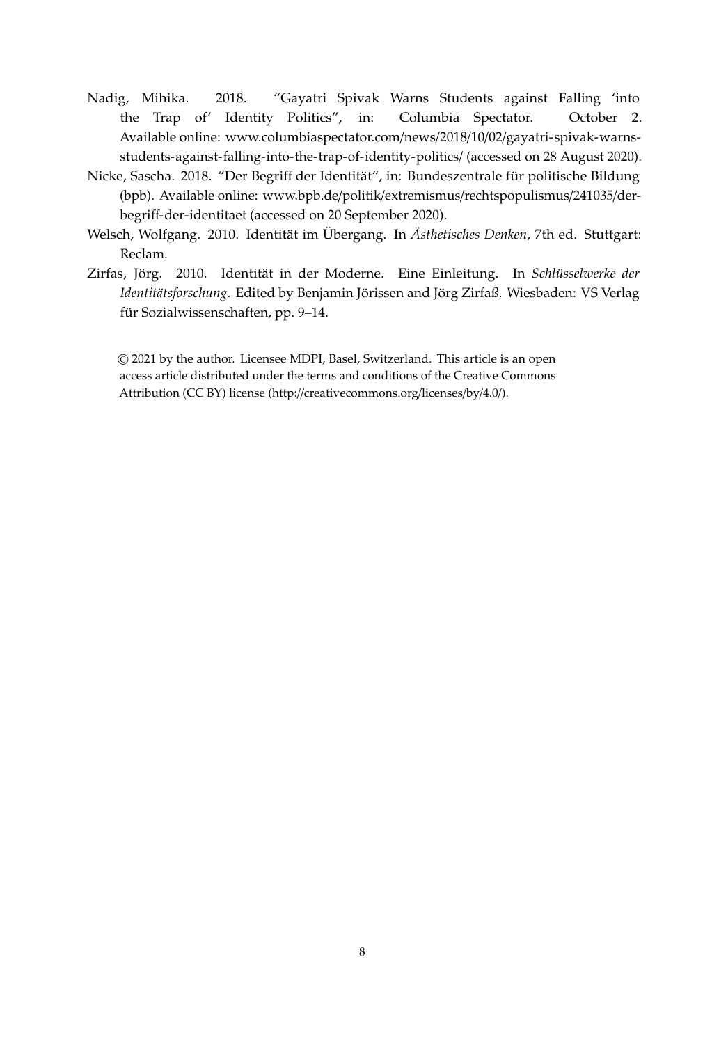Nadig, Mihika. 2018. "Gayatri Spivak Warns Students against Falling 'into the Trap of' Identity Politics", in: Columbia Spectator. October 2. Available online: www.columbiaspectator.com/news/2018/10/02/gayatri-spivak-warns-students-against-falling-into-the-trap-of-identity-politics/ (accessed on 28 August 2020).

Nicke, Sascha. 2018. "Der Begriff der Identität", in: Bundeszentrale für politische Bildung (bpb). Available online: www.bpb.de/politik/extremismus/rechtspopulismus/241035/der-begriff-der-identitaet (accessed on 20 September 2020).

Welsch, Wolfgang. 2010. Identität im Übergang. In *Ästhetisches Denken*, 7th ed. Stuttgart: Reclam.

Zirfas, Jörg. 2010. Identität in der Moderne. Eine Einleitung. In *Schlüsselwerke der Identitätsforschung*. Edited by Benjamin Jörissen and Jörg Zirfaß. Wiesbaden: VS Verlag für Sozialwissenschaften, pp. 9–14.

© 2021 by the author. Licensee MDPI, Basel, Switzerland. This article is an open access article distributed under the terms and conditions of the Creative Commons Attribution (CC BY) license (http://creativecommons.org/licenses/by/4.0/).